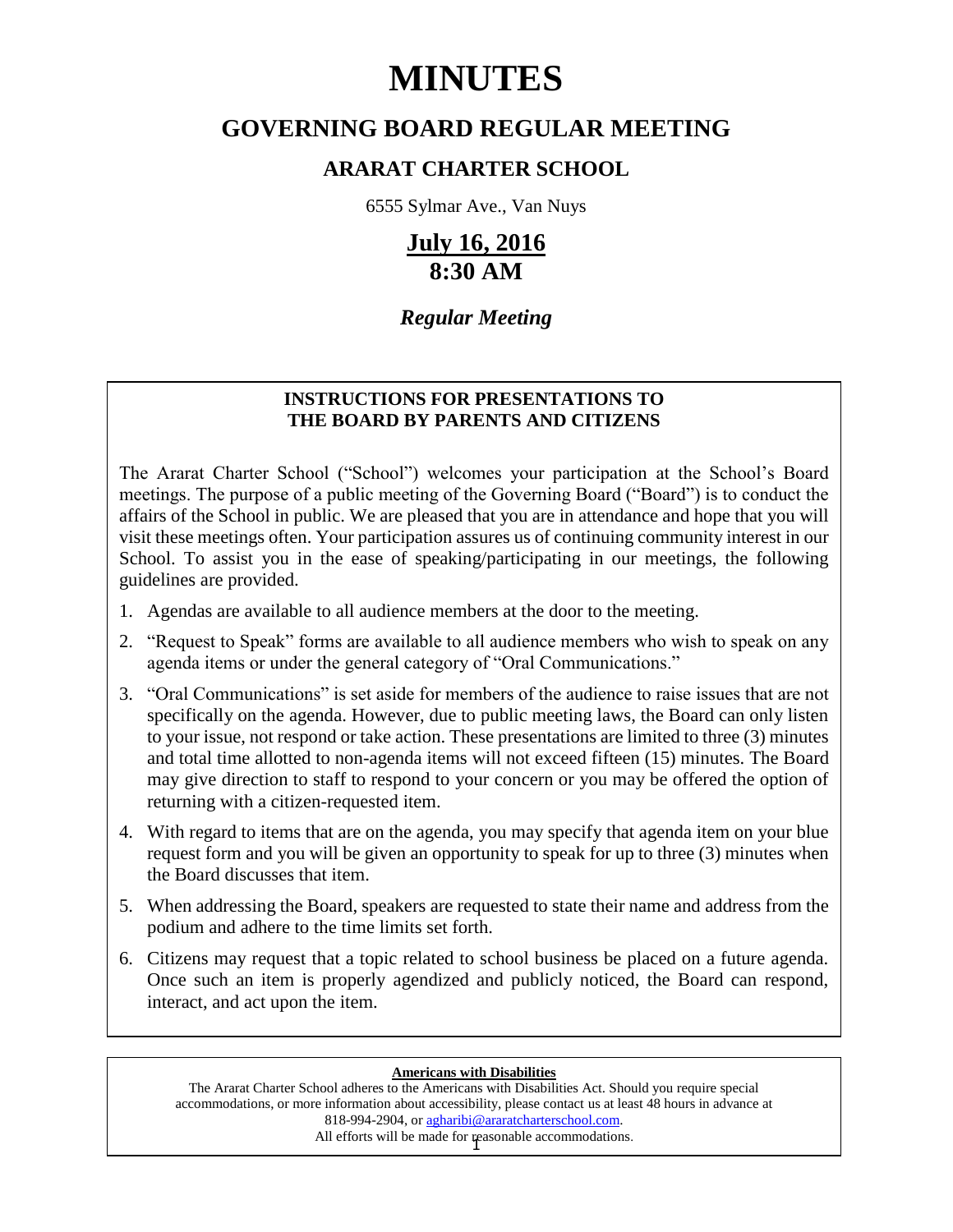# MINUTES

## GOVERNING BOARD REGULAR MEETING

### ARARAT CHARTER SCHOOL

6555 Sylmar Ave., Van Nuys

**July 16, 2016**
**8:30 AM**

***Regular Meeting***

**INSTRUCTIONS FOR PRESENTATIONS TO THE BOARD BY PARENTS AND CITIZENS**

The Ararat Charter School ("School") welcomes your participation at the School's Board meetings. The purpose of a public meeting of the Governing Board ("Board") is to conduct the affairs of the School in public. We are pleased that you are in attendance and hope that you will visit these meetings often. Your participation assures us of continuing community interest in our School. To assist you in the ease of speaking/participating in our meetings, the following guidelines are provided.

1. Agendas are available to all audience members at the door to the meeting.
2. "Request to Speak" forms are available to all audience members who wish to speak on any agenda items or under the general category of "Oral Communications."
3. "Oral Communications" is set aside for members of the audience to raise issues that are not specifically on the agenda. However, due to public meeting laws, the Board can only listen to your issue, not respond or take action. These presentations are limited to three (3) minutes and total time allotted to non-agenda items will not exceed fifteen (15) minutes. The Board may give direction to staff to respond to your concern or you may be offered the option of returning with a citizen-requested item.
4. With regard to items that are on the agenda, you may specify that agenda item on your blue request form and you will be given an opportunity to speak for up to three (3) minutes when the Board discusses that item.
5. When addressing the Board, speakers are requested to state their name and address from the podium and adhere to the time limits set forth.
6. Citizens may request that a topic related to school business be placed on a future agenda. Once such an item is properly agendized and publicly noticed, the Board can respond, interact, and act upon the item.

**Americans with Disabilities**

The Ararat Charter School adheres to the Americans with Disabilities Act. Should you require special accommodations, or more information about accessibility, please contact us at least 48 hours in advance at 818-994-2904, or agharibi@araratcharterschool.com.
All efforts will be made for reasonable accommodations.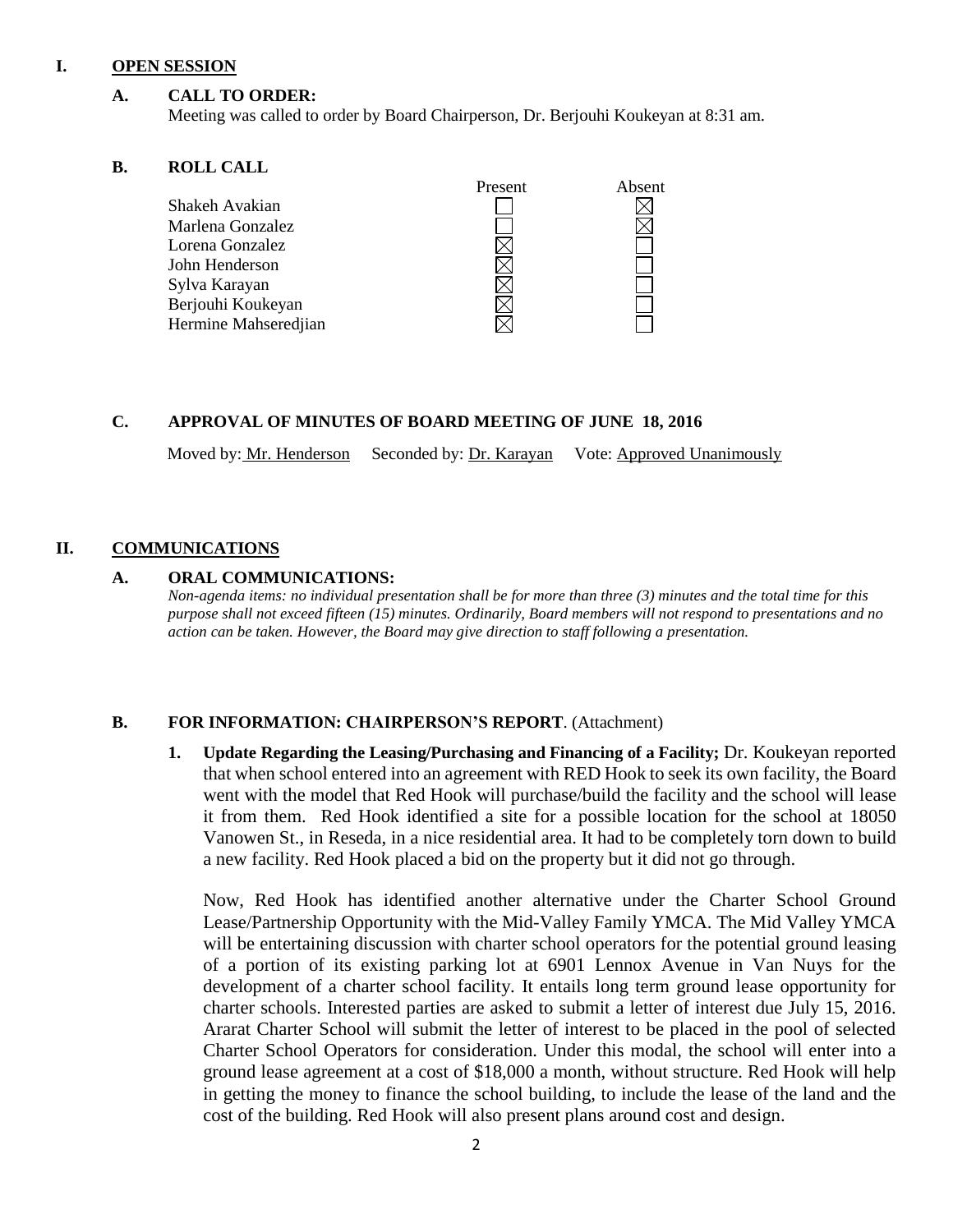## I. OPEN SESSION

### A. CALL TO ORDER:

Meeting was called to order by Board Chairperson, Dr. Berjouhi Koukeyan at 8:31 am.

### B. ROLL CALL

| | Present | Absent |
|---|---|---|
| Shakeh Avakian | ☐ | ☒ |
| Marlena Gonzalez | ☐ | ☒ |
| Lorena Gonzalez | ☒ | ☐ |
| John Henderson | ☒ | ☐ |
| Sylva Karayan | ☒ | ☐ |
| Berjouhi Koukeyan | ☒ | ☐ |
| Hermine Mahseredjian | ☒ | ☐ |

### C. APPROVAL OF MINUTES OF BOARD MEETING OF JUNE 18, 2016

Moved by: Mr. Henderson Seconded by: Dr. Karayan Vote: Approved Unanimously

## II. COMMUNICATIONS

### A. ORAL COMMUNICATIONS:

*Non-agenda items: no individual presentation shall be for more than three (3) minutes and the total time for this purpose shall not exceed fifteen (15) minutes. Ordinarily, Board members will not respond to presentations and no action can be taken. However, the Board may give direction to staff following a presentation.*

### B. FOR INFORMATION: CHAIRPERSON'S REPORT. (Attachment)

1. **Update Regarding the Leasing/Purchasing and Financing of a Facility;** Dr. Koukeyan reported that when school entered into an agreement with RED Hook to seek its own facility, the Board went with the model that Red Hook will purchase/build the facility and the school will lease it from them. Red Hook identified a site for a possible location for the school at 18050 Vanowen St., in Reseda, in a nice residential area. It had to be completely torn down to build a new facility. Red Hook placed a bid on the property but it did not go through.

   Now, Red Hook has identified another alternative under the Charter School Ground Lease/Partnership Opportunity with the Mid-Valley Family YMCA. The Mid Valley YMCA will be entertaining discussion with charter school operators for the potential ground leasing of a portion of its existing parking lot at 6901 Lennox Avenue in Van Nuys for the development of a charter school facility. It entails long term ground lease opportunity for charter schools. Interested parties are asked to submit a letter of interest due July 15, 2016. Ararat Charter School will submit the letter of interest to be placed in the pool of selected Charter School Operators for consideration. Under this modal, the school will enter into a ground lease agreement at a cost of $18,000 a month, without structure. Red Hook will help in getting the money to finance the school building, to include the lease of the land and the cost of the building. Red Hook will also present plans around cost and design.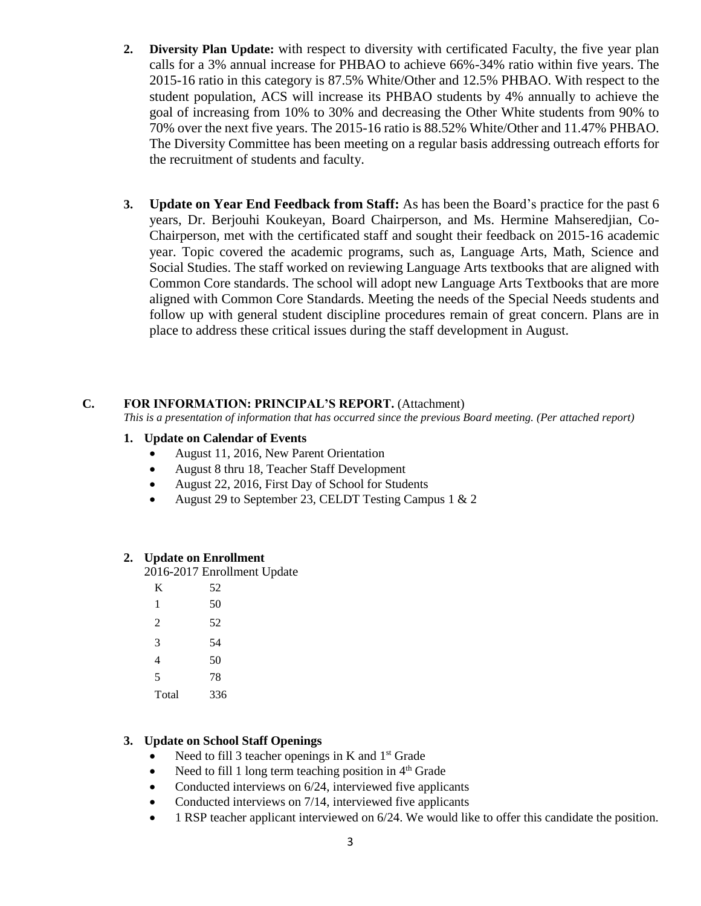2. **Diversity Plan Update:** with respect to diversity with certificated Faculty, the five year plan calls for a 3% annual increase for PHBAO to achieve 66%-34% ratio within five years. The 2015-16 ratio in this category is 87.5% White/Other and 12.5% PHBAO. With respect to the student population, ACS will increase its PHBAO students by 4% annually to achieve the goal of increasing from 10% to 30% and decreasing the Other White students from 90% to 70% over the next five years. The 2015-16 ratio is 88.52% White/Other and 11.47% PHBAO. The Diversity Committee has been meeting on a regular basis addressing outreach efforts for the recruitment of students and faculty.

3. **Update on Year End Feedback from Staff:** As has been the Board's practice for the past 6 years, Dr. Berjouhi Koukeyan, Board Chairperson, and Ms. Hermine Mahseredjian, Co-Chairperson, met with the certificated staff and sought their feedback on 2015-16 academic year. Topic covered the academic programs, such as, Language Arts, Math, Science and Social Studies. The staff worked on reviewing Language Arts textbooks that are aligned with Common Core standards. The school will adopt new Language Arts Textbooks that are more aligned with Common Core Standards. Meeting the needs of the Special Needs students and follow up with general student discipline procedures remain of great concern. Plans are in place to address these critical issues during the staff development in August.

## C. FOR INFORMATION: PRINCIPAL'S REPORT. (Attachment)

*This is a presentation of information that has occurred since the previous Board meeting. (Per attached report)*

**1. Update on Calendar of Events**

- August 11, 2016, New Parent Orientation
- August 8 thru 18, Teacher Staff Development
- August 22, 2016, First Day of School for Students
- August 29 to September 23, CELDT Testing Campus 1 & 2

**2. Update on Enrollment**

2016-2017 Enrollment Update

| | |
|---|---|
| K | 52 |
| 1 | 50 |
| 2 | 52 |
| 3 | 54 |
| 4 | 50 |
| 5 | 78 |
| Total | 336 |

**3. Update on School Staff Openings**

- Need to fill 3 teacher openings in K and 1st Grade
- Need to fill 1 long term teaching position in 4th Grade
- Conducted interviews on 6/24, interviewed five applicants
- Conducted interviews on 7/14, interviewed five applicants
- 1 RSP teacher applicant interviewed on 6/24. We would like to offer this candidate the position.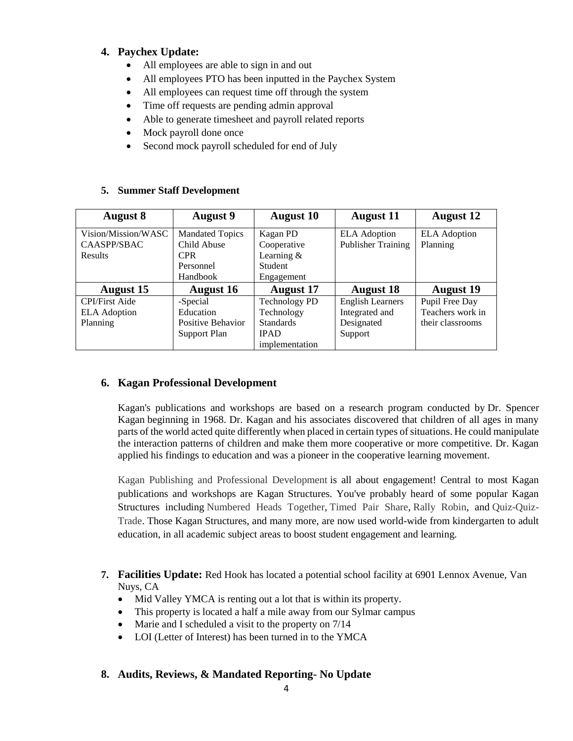## 4. Paychex Update:

- All employees are able to sign in and out
- All employees PTO has been inputted in the Paychex System
- All employees can request time off through the system
- Time off requests are pending admin approval
- Able to generate timesheet and payroll related reports
- Mock payroll done once
- Second mock payroll scheduled for end of July

## 5. Summer Staff Development

| August 8 | August 9 | August 10 | August 11 | August 12 |
|---|---|---|---|---|
| Vision/Mission/WASC CAASPP/SBAC Results | Mandated Topics Child Abuse CPR Personnel Handbook | Kagan PD Cooperative Learning & Student Engagement | ELA Adoption Publisher Training | ELA Adoption Planning |
| **August 15** | **August 16** | **August 17** | **August 18** | **August 19** |
| CPI/First Aide ELA Adoption Planning | -Special Education Positive Behavior Support Plan | Technology PD Technology Standards IPAD implementation | English Learners Integrated and Designated Support | Pupil Free Day Teachers work in their classrooms |

## 6. Kagan Professional Development

Kagan's publications and workshops are based on a research program conducted by Dr. Spencer Kagan beginning in 1968. Dr. Kagan and his associates discovered that children of all ages in many parts of the world acted quite differently when placed in certain types of situations. He could manipulate the interaction patterns of children and make them more cooperative or more competitive. Dr. Kagan applied his findings to education and was a pioneer in the cooperative learning movement.

Kagan Publishing and Professional Development is all about engagement! Central to most Kagan publications and workshops are Kagan Structures. You've probably heard of some popular Kagan Structures including Numbered Heads Together, Timed Pair Share, Rally Robin, and Quiz-Quiz-Trade. Those Kagan Structures, and many more, are now used world-wide from kindergarten to adult education, in all academic subject areas to boost student engagement and learning.

## 7. Facilities Update: 

Red Hook has located a potential school facility at 6901 Lennox Avenue, Van Nuys, CA

- Mid Valley YMCA is renting out a lot that is within its property.
- This property is located a half a mile away from our Sylmar campus
- Marie and I scheduled a visit to the property on 7/14
- LOI (Letter of Interest) has been turned in to the YMCA

## 8. Audits, Reviews, & Mandated Reporting- No Update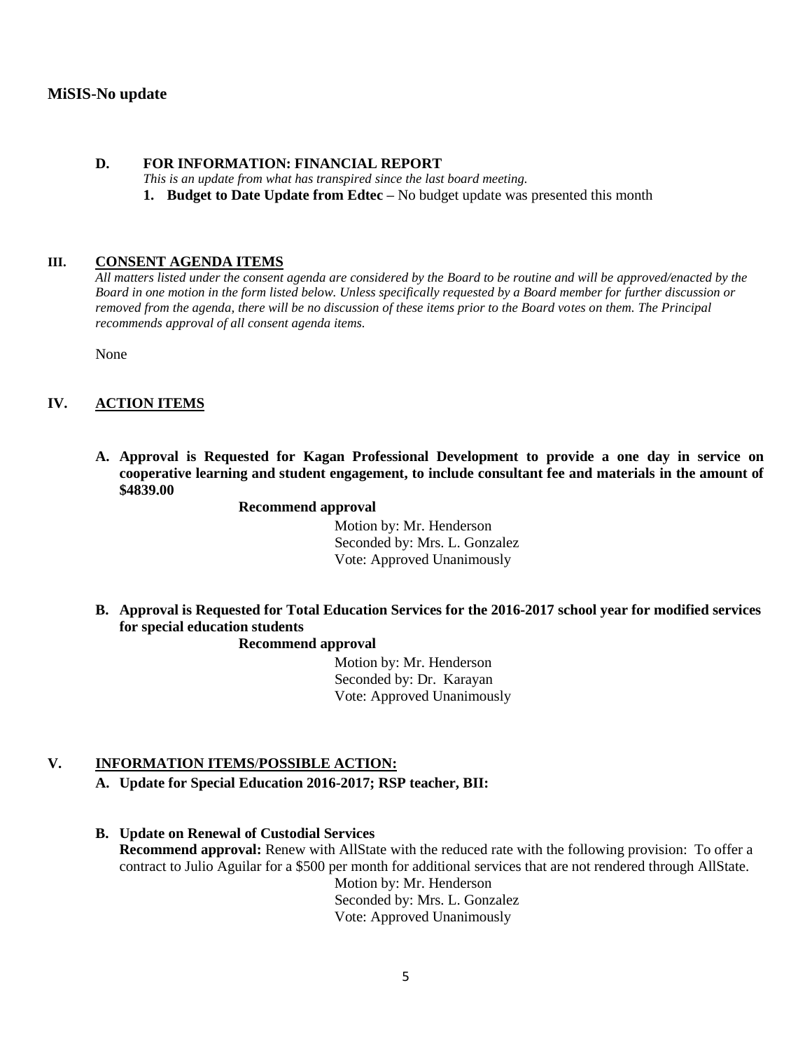**MiSIS-No update**

**D. FOR INFORMATION: FINANCIAL REPORT**

*This is an update from what has transpired since the last board meeting.*

1. **Budget to Date Update from Edtec –** No budget update was presented this month

## III. CONSENT AGENDA ITEMS

*All matters listed under the consent agenda are considered by the Board to be routine and will be approved/enacted by the Board in one motion in the form listed below. Unless specifically requested by a Board member for further discussion or removed from the agenda, there will be no discussion of these items prior to the Board votes on them. The Principal recommends approval of all consent agenda items.*

None

## IV. ACTION ITEMS

**A. Approval is Requested for Kagan Professional Development to provide a one day in service on cooperative learning and student engagement, to include consultant fee and materials in the amount of $4839.00**

**Recommend approval**

Motion by: Mr. Henderson
Seconded by: Mrs. L. Gonzalez
Vote: Approved Unanimously

**B. Approval is Requested for Total Education Services for the 2016-2017 school year for modified services for special education students**

**Recommend approval**

Motion by: Mr. Henderson
Seconded by: Dr. Karayan
Vote: Approved Unanimously

## V. INFORMATION ITEMS/POSSIBLE ACTION:

**A. Update for Special Education 2016-2017; RSP teacher, BII:**

**B. Update on Renewal of Custodial Services**

**Recommend approval:** Renew with AllState with the reduced rate with the following provision: To offer a contract to Julio Aguilar for a $500 per month for additional services that are not rendered through AllState.

Motion by: Mr. Henderson
Seconded by: Mrs. L. Gonzalez
Vote: Approved Unanimously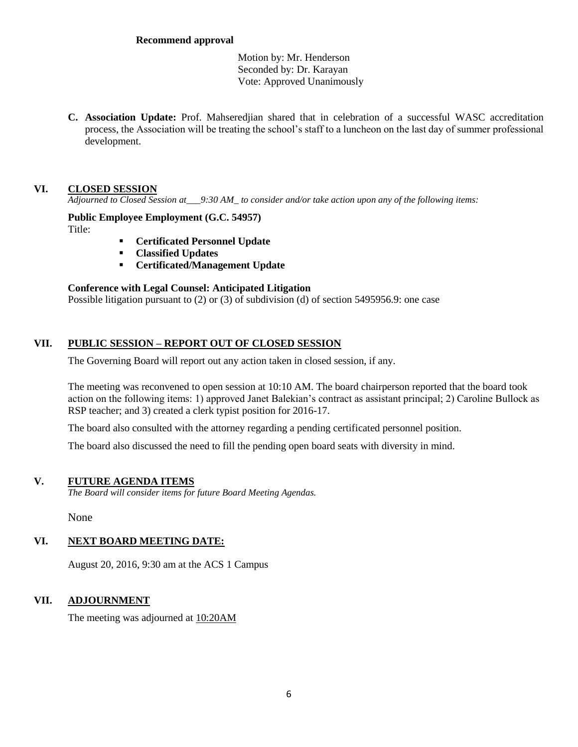**Recommend approval**

Motion by: Mr. Henderson
Seconded by: Dr. Karayan
Vote: Approved Unanimously

**C. Association Update:** Prof. Mahseredjian shared that in celebration of a successful WASC accreditation process, the Association will be treating the school's staff to a luncheon on the last day of summer professional development.

## VI. CLOSED SESSION

*Adjourned to Closed Session at___9:30 AM_ to consider and/or take action upon any of the following items:*

**Public Employee Employment (G.C. 54957)**
Title:

- **Certificated Personnel Update**
- **Classified Updates**
- **Certificated/Management Update**

**Conference with Legal Counsel: Anticipated Litigation**
Possible litigation pursuant to (2) or (3) of subdivision (d) of section 5495956.9: one case

## VII. PUBLIC SESSION – REPORT OUT OF CLOSED SESSION

The Governing Board will report out any action taken in closed session, if any.

The meeting was reconvened to open session at 10:10 AM. The board chairperson reported that the board took action on the following items: 1) approved Janet Balekian's contract as assistant principal; 2) Caroline Bullock as RSP teacher; and 3) created a clerk typist position for 2016-17.

The board also consulted with the attorney regarding a pending certificated personnel position.

The board also discussed the need to fill the pending open board seats with diversity in mind.

## V. FUTURE AGENDA ITEMS

*The Board will consider items for future Board Meeting Agendas.*

None

## VI. NEXT BOARD MEETING DATE:

August 20, 2016, 9:30 am at the ACS 1 Campus

## VII. ADJOURNMENT

The meeting was adjourned at 10:20AM